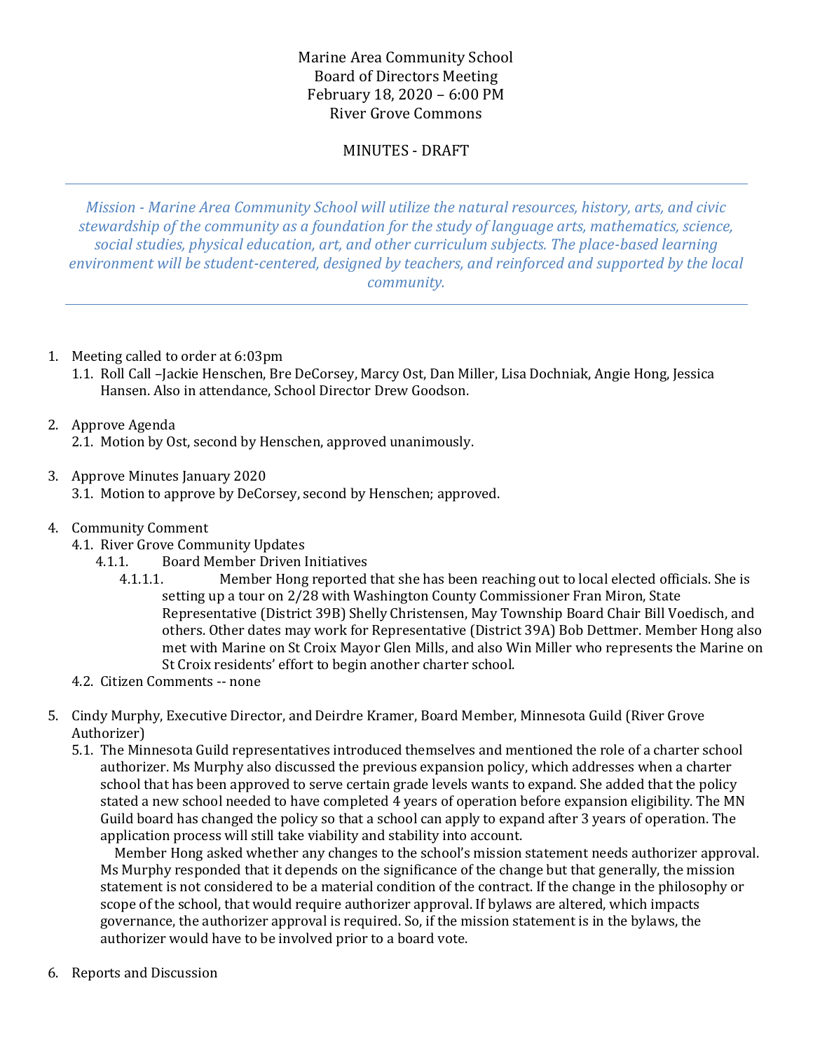Marine Area Community School
Board of Directors Meeting
February 18, 2020 – 6:00 PM
River Grove Commons

MINUTES - DRAFT

---

*Mission - Marine Area Community School will utilize the natural resources, history, arts, and civic stewardship of the community as a foundation for the study of language arts, mathematics, science, social studies, physical education, art, and other curriculum subjects. The place-based learning environment will be student-centered, designed by teachers, and reinforced and supported by the local community.*

---

1. Meeting called to order at 6:03pm
   1.1. Roll Call –Jackie Henschen, Bre DeCorsey, Marcy Ost, Dan Miller, Lisa Dochniak, Angie Hong, Jessica Hansen. Also in attendance, School Director Drew Goodson.

2. Approve Agenda
   2.1. Motion by Ost, second by Henschen, approved unanimously.

3. Approve Minutes January 2020
   3.1. Motion to approve by DeCorsey, second by Henschen; approved.

4. Community Comment
   4.1. River Grove Community Updates
      4.1.1. Board Member Driven Initiatives
         4.1.1.1. Member Hong reported that she has been reaching out to local elected officials. She is setting up a tour on 2/28 with Washington County Commissioner Fran Miron, State Representative (District 39B) Shelly Christensen, May Township Board Chair Bill Voedisch, and others. Other dates may work for Representative (District 39A) Bob Dettmer. Member Hong also met with Marine on St Croix Mayor Glen Mills, and also Win Miller who represents the Marine on St Croix residents' effort to begin another charter school.
   4.2. Citizen Comments -- none

5. Cindy Murphy, Executive Director, and Deirdre Kramer, Board Member, Minnesota Guild (River Grove Authorizer)
   5.1. The Minnesota Guild representatives introduced themselves and mentioned the role of a charter school authorizer. Ms Murphy also discussed the previous expansion policy, which addresses when a charter school that has been approved to serve certain grade levels wants to expand. She added that the policy stated a new school needed to have completed 4 years of operation before expansion eligibility. The MN Guild board has changed the policy so that a school can apply to expand after 3 years of operation. The application process will still take viability and stability into account.

      Member Hong asked whether any changes to the school's mission statement needs authorizer approval. Ms Murphy responded that it depends on the significance of the change but that generally, the mission statement is not considered to be a material condition of the contract. If the change in the philosophy or scope of the school, that would require authorizer approval. If bylaws are altered, which impacts governance, the authorizer approval is required. So, if the mission statement is in the bylaws, the authorizer would have to be involved prior to a board vote.

6. Reports and Discussion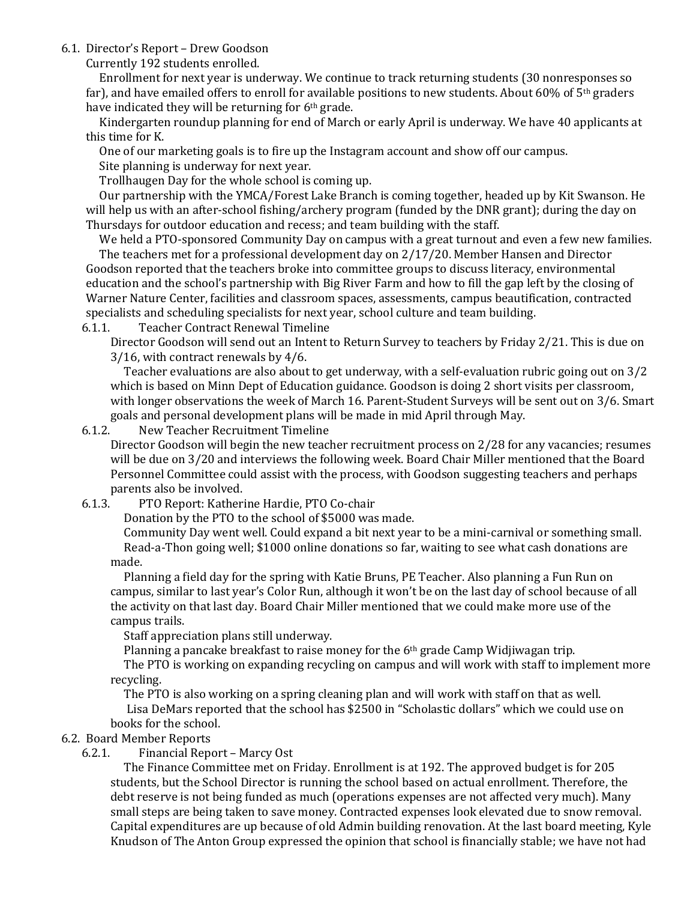6.1. Director's Report – Drew Goodson

Currently 192 students enrolled.

Enrollment for next year is underway. We continue to track returning students (30 nonresponses so far), and have emailed offers to enroll for available positions to new students. About 60% of 5th graders have indicated they will be returning for 6th grade.

Kindergarten roundup planning for end of March or early April is underway. We have 40 applicants at this time for K.

One of our marketing goals is to fire up the Instagram account and show off our campus.

Site planning is underway for next year.

Trollhaugen Day for the whole school is coming up.

Our partnership with the YMCA/Forest Lake Branch is coming together, headed up by Kit Swanson. He will help us with an after-school fishing/archery program (funded by the DNR grant); during the day on Thursdays for outdoor education and recess; and team building with the staff.

We held a PTO-sponsored Community Day on campus with a great turnout and even a few new families.

The teachers met for a professional development day on 2/17/20. Member Hansen and Director Goodson reported that the teachers broke into committee groups to discuss literacy, environmental education and the school's partnership with Big River Farm and how to fill the gap left by the closing of Warner Nature Center, facilities and classroom spaces, assessments, campus beautification, contracted specialists and scheduling specialists for next year, school culture and team building.

6.1.1. Teacher Contract Renewal Timeline

Director Goodson will send out an Intent to Return Survey to teachers by Friday 2/21. This is due on 3/16, with contract renewals by 4/6.

Teacher evaluations are also about to get underway, with a self-evaluation rubric going out on 3/2 which is based on Minn Dept of Education guidance. Goodson is doing 2 short visits per classroom, with longer observations the week of March 16. Parent-Student Surveys will be sent out on 3/6. Smart goals and personal development plans will be made in mid April through May.

6.1.2. New Teacher Recruitment Timeline

Director Goodson will begin the new teacher recruitment process on 2/28 for any vacancies; resumes will be due on 3/20 and interviews the following week. Board Chair Miller mentioned that the Board Personnel Committee could assist with the process, with Goodson suggesting teachers and perhaps parents also be involved.

6.1.3. PTO Report: Katherine Hardie, PTO Co-chair

Donation by the PTO to the school of $5000 was made.

Community Day went well. Could expand a bit next year to be a mini-carnival or something small.

Read-a-Thon going well; $1000 online donations so far, waiting to see what cash donations are made.

Planning a field day for the spring with Katie Bruns, PE Teacher. Also planning a Fun Run on campus, similar to last year's Color Run, although it won't be on the last day of school because of all the activity on that last day. Board Chair Miller mentioned that we could make more use of the campus trails.

Staff appreciation plans still underway.

Planning a pancake breakfast to raise money for the 6th grade Camp Widjiwagan trip.

The PTO is working on expanding recycling on campus and will work with staff to implement more recycling.

The PTO is also working on a spring cleaning plan and will work with staff on that as well.

Lisa DeMars reported that the school has $2500 in "Scholastic dollars" which we could use on books for the school.

6.2. Board Member Reports

6.2.1. Financial Report – Marcy Ost

The Finance Committee met on Friday. Enrollment is at 192. The approved budget is for 205 students, but the School Director is running the school based on actual enrollment. Therefore, the debt reserve is not being funded as much (operations expenses are not affected very much). Many small steps are being taken to save money. Contracted expenses look elevated due to snow removal. Capital expenditures are up because of old Admin building renovation. At the last board meeting, Kyle Knudson of The Anton Group expressed the opinion that school is financially stable; we have not had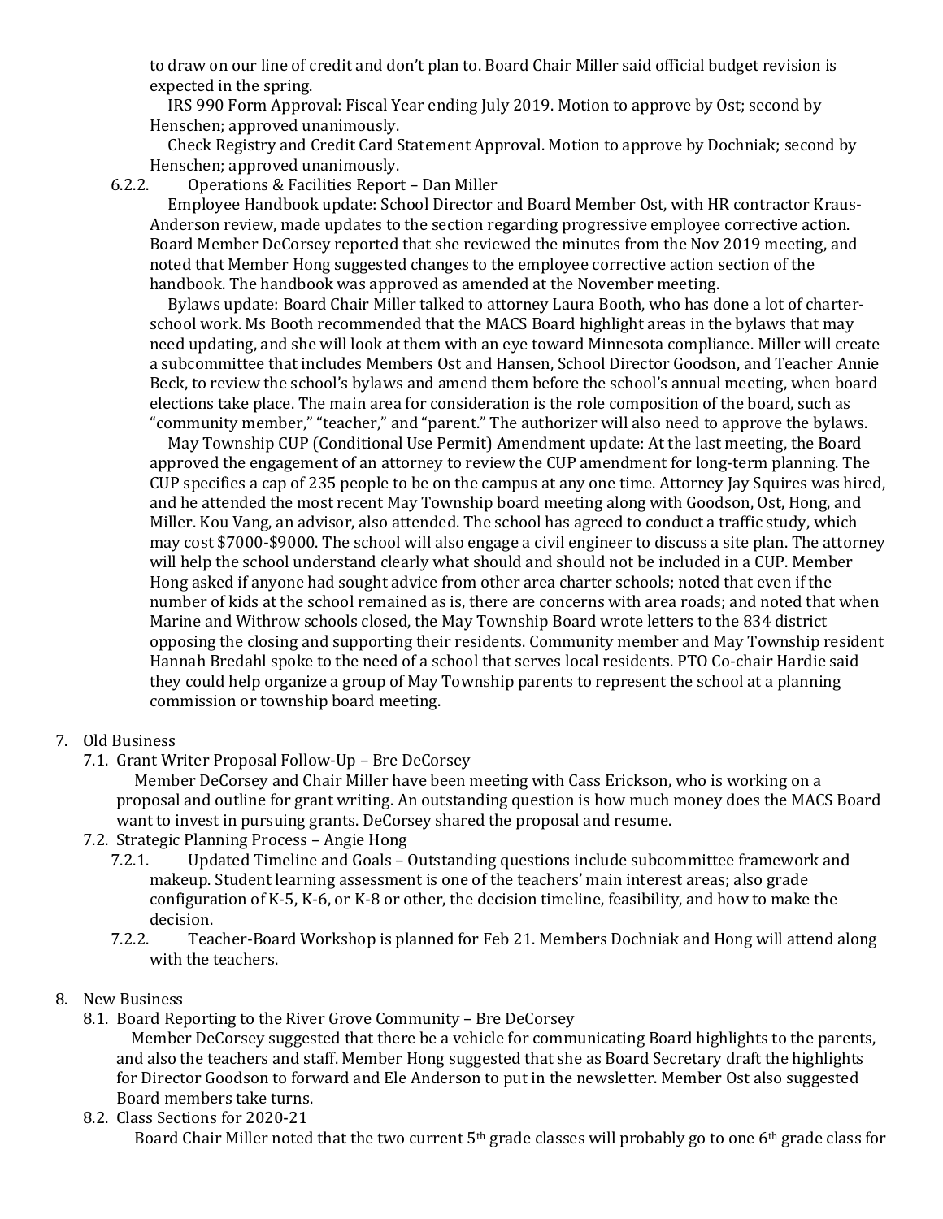to draw on our line of credit and don't plan to. Board Chair Miller said official budget revision is expected in the spring.

IRS 990 Form Approval: Fiscal Year ending July 2019. Motion to approve by Ost; second by Henschen; approved unanimously.

Check Registry and Credit Card Statement Approval. Motion to approve by Dochniak; second by Henschen; approved unanimously.

6.2.2. Operations & Facilities Report – Dan Miller

Employee Handbook update: School Director and Board Member Ost, with HR contractor Kraus-Anderson review, made updates to the section regarding progressive employee corrective action. Board Member DeCorsey reported that she reviewed the minutes from the Nov 2019 meeting, and noted that Member Hong suggested changes to the employee corrective action section of the handbook. The handbook was approved as amended at the November meeting.

Bylaws update: Board Chair Miller talked to attorney Laura Booth, who has done a lot of charter-school work. Ms Booth recommended that the MACS Board highlight areas in the bylaws that may need updating, and she will look at them with an eye toward Minnesota compliance. Miller will create a subcommittee that includes Members Ost and Hansen, School Director Goodson, and Teacher Annie Beck, to review the school's bylaws and amend them before the school's annual meeting, when board elections take place. The main area for consideration is the role composition of the board, such as "community member," "teacher," and "parent." The authorizer will also need to approve the bylaws.

May Township CUP (Conditional Use Permit) Amendment update: At the last meeting, the Board approved the engagement of an attorney to review the CUP amendment for long-term planning. The CUP specifies a cap of 235 people to be on the campus at any one time. Attorney Jay Squires was hired, and he attended the most recent May Township board meeting along with Goodson, Ost, Hong, and Miller. Kou Vang, an advisor, also attended. The school has agreed to conduct a traffic study, which may cost $7000-$9000. The school will also engage a civil engineer to discuss a site plan. The attorney will help the school understand clearly what should and should not be included in a CUP. Member Hong asked if anyone had sought advice from other area charter schools; noted that even if the number of kids at the school remained as is, there are concerns with area roads; and noted that when Marine and Withrow schools closed, the May Township Board wrote letters to the 834 district opposing the closing and supporting their residents. Community member and May Township resident Hannah Bredahl spoke to the need of a school that serves local residents. PTO Co-chair Hardie said they could help organize a group of May Township parents to represent the school at a planning commission or township board meeting.

7. Old Business
   - 7.1. Grant Writer Proposal Follow-Up – Bre DeCorsey

     Member DeCorsey and Chair Miller have been meeting with Cass Erickson, who is working on a proposal and outline for grant writing. An outstanding question is how much money does the MACS Board want to invest in pursuing grants. DeCorsey shared the proposal and resume.
   - 7.2. Strategic Planning Process – Angie Hong
     - 7.2.1. Updated Timeline and Goals – Outstanding questions include subcommittee framework and makeup. Student learning assessment is one of the teachers' main interest areas; also grade configuration of K-5, K-6, or K-8 or other, the decision timeline, feasibility, and how to make the decision.
     - 7.2.2. Teacher-Board Workshop is planned for Feb 21. Members Dochniak and Hong will attend along with the teachers.

8. New Business
   - 8.1. Board Reporting to the River Grove Community – Bre DeCorsey

     Member DeCorsey suggested that there be a vehicle for communicating Board highlights to the parents, and also the teachers and staff. Member Hong suggested that she as Board Secretary draft the highlights for Director Goodson to forward and Ele Anderson to put in the newsletter. Member Ost also suggested Board members take turns.
   - 8.2. Class Sections for 2020-21

     Board Chair Miller noted that the two current 5th grade classes will probably go to one 6th grade class for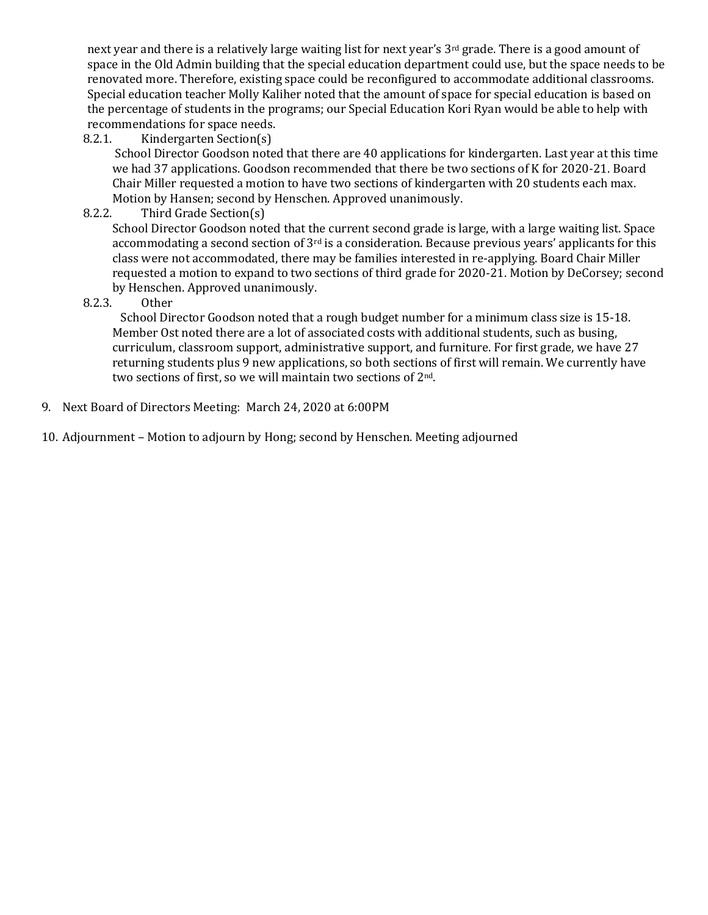next year and there is a relatively large waiting list for next year's 3rd grade. There is a good amount of space in the Old Admin building that the special education department could use, but the space needs to be renovated more. Therefore, existing space could be reconfigured to accommodate additional classrooms. Special education teacher Molly Kaliher noted that the amount of space for special education is based on the percentage of students in the programs; our Special Education Kori Ryan would be able to help with recommendations for space needs.

8.2.1. Kindergarten Section(s)

School Director Goodson noted that there are 40 applications for kindergarten. Last year at this time we had 37 applications. Goodson recommended that there be two sections of K for 2020-21. Board Chair Miller requested a motion to have two sections of kindergarten with 20 students each max. Motion by Hansen; second by Henschen. Approved unanimously.

8.2.2. Third Grade Section(s)

School Director Goodson noted that the current second grade is large, with a large waiting list. Space accommodating a second section of 3rd is a consideration. Because previous years' applicants for this class were not accommodated, there may be families interested in re-applying. Board Chair Miller requested a motion to expand to two sections of third grade for 2020-21. Motion by DeCorsey; second by Henschen. Approved unanimously.

8.2.3. Other

School Director Goodson noted that a rough budget number for a minimum class size is 15-18. Member Ost noted there are a lot of associated costs with additional students, such as busing, curriculum, classroom support, administrative support, and furniture. For first grade, we have 27 returning students plus 9 new applications, so both sections of first will remain. We currently have two sections of first, so we will maintain two sections of 2nd.

9. Next Board of Directors Meeting: March 24, 2020 at 6:00PM

10. Adjournment – Motion to adjourn by Hong; second by Henschen. Meeting adjourned